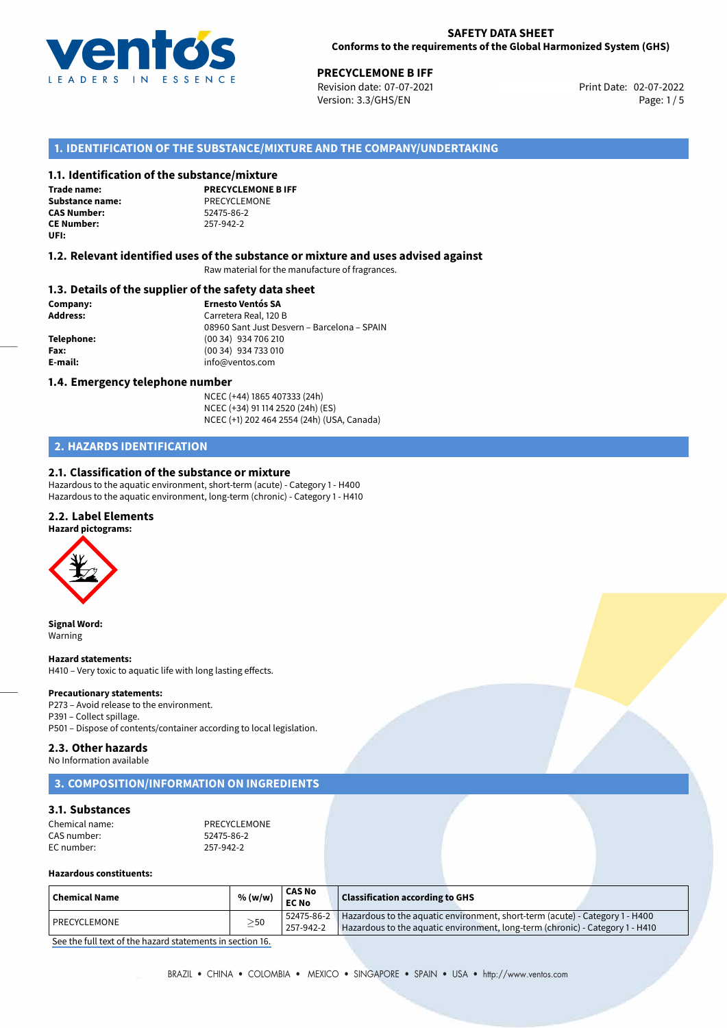**SAFETY DATA SHEET**
**Conforms to the requirements of the Global Harmonized System (GHS)**

**PRECYCLEMONE B IFF**
Revision date: 07-07-2021
Version: 3.3/GHS/EN
Print Date: 02-07-2022

## 1. IDENTIFICATION OF THE SUBSTANCE/MIXTURE AND THE COMPANY/UNDERTAKING

### 1.1. Identification of the substance/mixture

**Trade name:** **PRECYCLEMONE B IFF**
**Substance name:** PRECYCLEMONE
**CAS Number:** 52475-86-2
**CE Number:** 257-942-2
**UFI:**

### 1.2. Relevant identified uses of the substance or mixture and uses advised against

Raw material for the manufacture of fragrances.

### 1.3. Details of the supplier of the safety data sheet

**Company:** **Ernesto Ventós SA**
**Address:** Carretera Real, 120 B
08960 Sant Just Desvern – Barcelona – SPAIN
**Telephone:** (00 34) 934 706 210
**Fax:** (00 34) 934 733 010
**E-mail:** info@ventos.com

### 1.4. Emergency telephone number

NCEC (+44) 1865 407333 (24h)
NCEC (+34) 91 114 2520 (24h) (ES)
NCEC (+1) 202 464 2554 (24h) (USA, Canada)

## 2. HAZARDS IDENTIFICATION

### 2.1. Classification of the substance or mixture

Hazardous to the aquatic environment, short-term (acute) - Category 1 - H400
Hazardous to the aquatic environment, long-term (chronic) - Category 1 - H410

### 2.2. Label Elements

**Hazard pictograms:**

**Signal Word:**
Warning

**Hazard statements:**
H410 – Very toxic to aquatic life with long lasting effects.

**Precautionary statements:**
P273 – Avoid release to the environment.
P391 – Collect spillage.
P501 – Dispose of contents/container according to local legislation.

### 2.3. Other hazards

No Information available

## 3. COMPOSITION/INFORMATION ON INGREDIENTS

### 3.1. Substances

Chemical name: PRECYCLEMONE
CAS number: 52475-86-2
EC number: 257-942-2

**Hazardous constituents:**

| Chemical Name | % (w/w) | CAS No EC No | Classification according to GHS |
|---|---|---|---|
| PRECYCLEMONE | ≥50 | 52475-86-2 257-942-2 | Hazardous to the aquatic environment, short-term (acute) - Category 1 - H400 Hazardous to the aquatic environment, long-term (chronic) - Category 1 - H410 |

See the full text of the hazard statements in section 16.

BRAZIL • CHINA • COLOMBIA • MEXICO • SINGAPORE • SPAIN • USA • http://www.ventos.com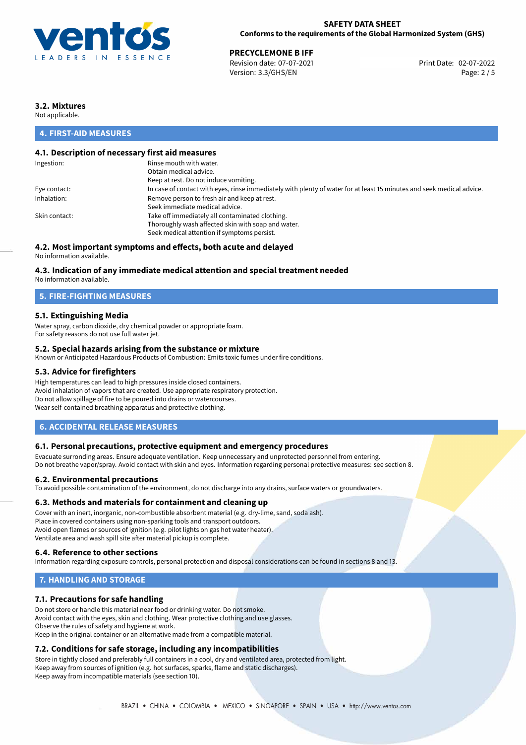### 3.2. Mixtures

Not applicable.

## 4. FIRST-AID MEASURES

### 4.1. Description of necessary first aid measures

| | |
|---|---|
| Ingestion: | Rinse mouth with water.<br>Obtain medical advice.<br>Keep at rest. Do not induce vomiting. |
| Eye contact: | In case of contact with eyes, rinse immediately with plenty of water for at least 15 minutes and seek medical advice. |
| Inhalation: | Remove person to fresh air and keep at rest.<br>Seek immediate medical advice. |
| Skin contact: | Take off immediately all contaminated clothing.<br>Thoroughly wash affected skin with soap and water.<br>Seek medical attention if symptoms persist. |

### 4.2. Most important symptoms and effects, both acute and delayed

No information available.

### 4.3. Indication of any immediate medical attention and special treatment needed

No information available.

## 5. FIRE-FIGHTING MEASURES

### 5.1. Extinguishing Media

Water spray, carbon dioxide, dry chemical powder or appropriate foam.
For safety reasons do not use full water jet.

### 5.2. Special hazards arising from the substance or mixture

Known or Anticipated Hazardous Products of Combustion: Emits toxic fumes under fire conditions.

### 5.3. Advice for firefighters

High temperatures can lead to high pressures inside closed containers.
Avoid inhalation of vapors that are created. Use appropriate respiratory protection.
Do not allow spillage of fire to be poured into drains or watercourses.
Wear self-contained breathing apparatus and protective clothing.

## 6. ACCIDENTAL RELEASE MEASURES

### 6.1. Personal precautions, protective equipment and emergency procedures

Evacuate surronding areas. Ensure adequate ventilation. Keep unnecessary and unprotected personnel from entering.
Do not breathe vapor/spray. Avoid contact with skin and eyes. Information regarding personal protective measures: see section 8.

### 6.2. Environmental precautions

To avoid possible contamination of the environment, do not discharge into any drains, surface waters or groundwaters.

### 6.3. Methods and materials for containment and cleaning up

Cover with an inert, inorganic, non-combustible absorbent material (e.g. dry-lime, sand, soda ash).
Place in covered containers using non-sparking tools and transport outdoors.
Avoid open flames or sources of ignition (e.g. pilot lights on gas hot water heater).
Ventilate area and wash spill site after material pickup is complete.

### 6.4. Reference to other sections

Information regarding exposure controls, personal protection and disposal considerations can be found in sections 8 and 13.

## 7. HANDLING AND STORAGE

### 7.1. Precautions for safe handling

Do not store or handle this material near food or drinking water. Do not smoke.
Avoid contact with the eyes, skin and clothing. Wear protective clothing and use glasses.
Observe the rules of safety and hygiene at work.
Keep in the original container or an alternative made from a compatible material.

### 7.2. Conditions for safe storage, including any incompatibilities

Store in tightly closed and preferably full containers in a cool, dry and ventilated area, protected from light.
Keep away from sources of ignition (e.g. hot surfaces, sparks, flame and static discharges).
Keep away from incompatible materials (see section 10).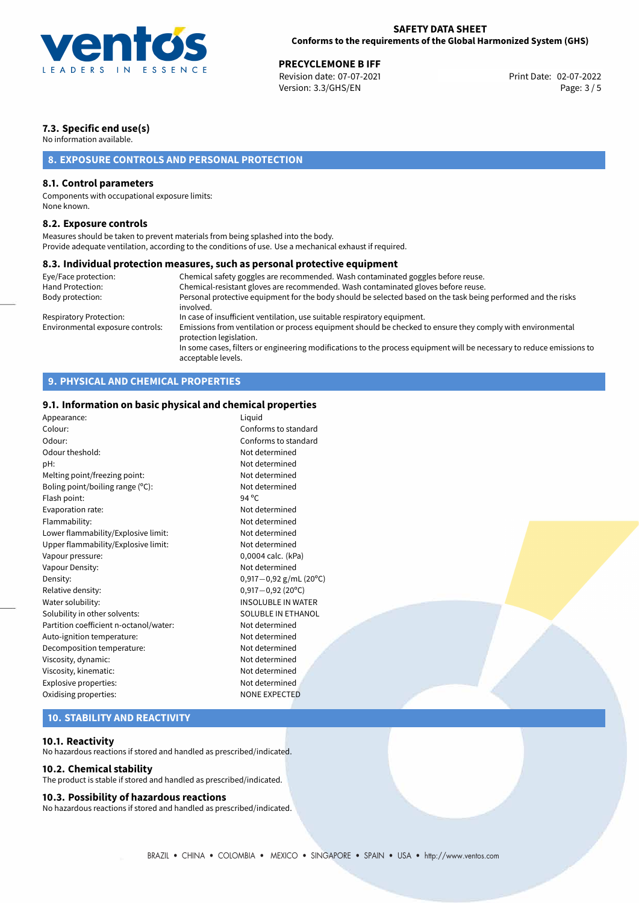### 7.3. Specific end use(s)

No information available.

## 8. EXPOSURE CONTROLS AND PERSONAL PROTECTION

### 8.1. Control parameters

Components with occupational exposure limits:
None known.

### 8.2. Exposure controls

Measures should be taken to prevent materials from being splashed into the body.
Provide adequate ventilation, according to the conditions of use. Use a mechanical exhaust if required.

### 8.3. Individual protection measures, such as personal protective equipment

| | |
|---|---|
| Eye/Face protection: | Chemical safety goggles are recommended. Wash contaminated goggles before reuse. |
| Hand Protection: | Chemical-resistant gloves are recommended. Wash contaminated gloves before reuse. |
| Body protection: | Personal protective equipment for the body should be selected based on the task being performed and the risks involved. |
| Respiratory Protection: | In case of insufficient ventilation, use suitable respiratory equipment. |
| Environmental exposure controls: | Emissions from ventilation or process equipment should be checked to ensure they comply with environmental protection legislation. In some cases, filters or engineering modifications to the process equipment will be necessary to reduce emissions to acceptable levels. |

## 9. PHYSICAL AND CHEMICAL PROPERTIES

### 9.1. Information on basic physical and chemical properties

| | |
|---|---|
| Appearance: | Liquid |
| Colour: | Conforms to standard |
| Odour: | Conforms to standard |
| Odour theshold: | Not determined |
| pH: | Not determined |
| Melting point/freezing point: | Not determined |
| Boling point/boiling range (°C): | Not determined |
| Flash point: | 94 °C |
| Evaporation rate: | Not determined |
| Flammability: | Not determined |
| Lower flammability/Explosive limit: | Not determined |
| Upper flammability/Explosive limit: | Not determined |
| Vapour pressure: | 0,0004 calc. (kPa) |
| Vapour Density: | Not determined |
| Density: | 0,917−0,92 g/mL (20°C) |
| Relative density: | 0,917−0,92 (20°C) |
| Water solubility: | INSOLUBLE IN WATER |
| Solubility in other solvents: | SOLUBLE IN ETHANOL |
| Partition coefficient n-octanol/water: | Not determined |
| Auto-ignition temperature: | Not determined |
| Decomposition temperature: | Not determined |
| Viscosity, dynamic: | Not determined |
| Viscosity, kinematic: | Not determined |
| Explosive properties: | Not determined |
| Oxidising properties: | NONE EXPECTED |

## 10. STABILITY AND REACTIVITY

### 10.1. Reactivity

No hazardous reactions if stored and handled as prescribed/indicated.

### 10.2. Chemical stability

The product is stable if stored and handled as prescribed/indicated.

### 10.3. Possibility of hazardous reactions

No hazardous reactions if stored and handled as prescribed/indicated.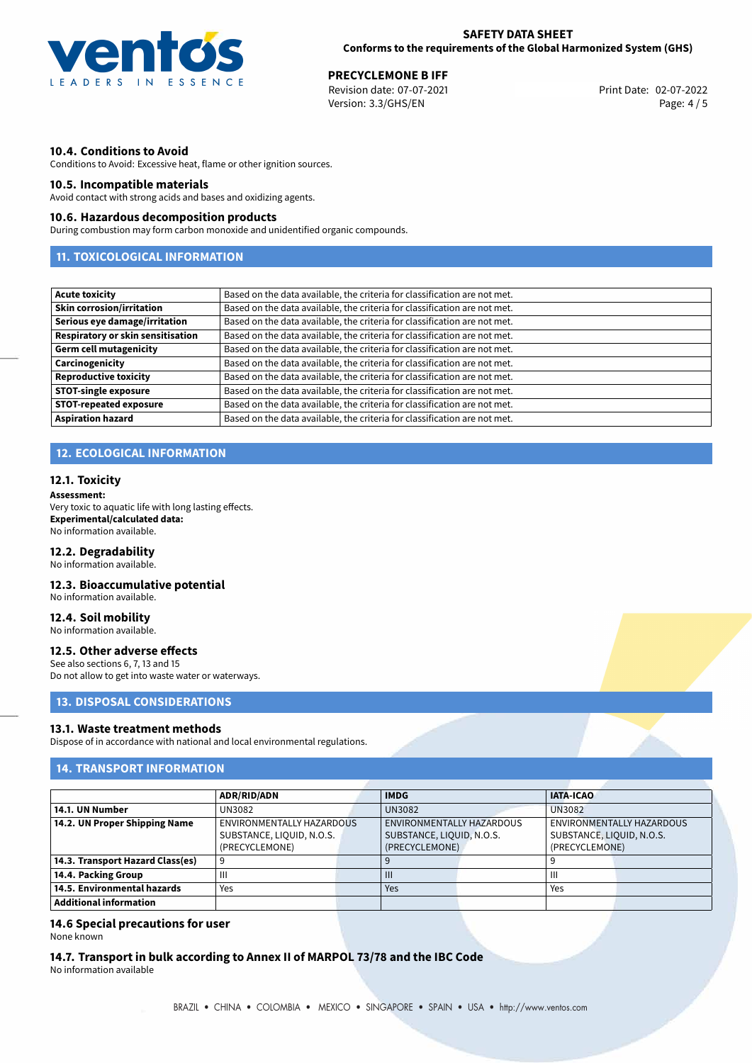### 10.4. Conditions to Avoid

Conditions to Avoid: Excessive heat, flame or other ignition sources.

### 10.5. Incompatible materials

Avoid contact with strong acids and bases and oxidizing agents.

### 10.6. Hazardous decomposition products

During combustion may form carbon monoxide and unidentified organic compounds.

## 11. TOXICOLOGICAL INFORMATION

| | |
|---|---|
| **Acute toxicity** | Based on the data available, the criteria for classification are not met. |
| **Skin corrosion/irritation** | Based on the data available, the criteria for classification are not met. |
| **Serious eye damage/irritation** | Based on the data available, the criteria for classification are not met. |
| **Respiratory or skin sensitisation** | Based on the data available, the criteria for classification are not met. |
| **Germ cell mutagenicity** | Based on the data available, the criteria for classification are not met. |
| **Carcinogenicity** | Based on the data available, the criteria for classification are not met. |
| **Reproductive toxicity** | Based on the data available, the criteria for classification are not met. |
| **STOT-single exposure** | Based on the data available, the criteria for classification are not met. |
| **STOT-repeated exposure** | Based on the data available, the criteria for classification are not met. |
| **Aspiration hazard** | Based on the data available, the criteria for classification are not met. |

## 12. ECOLOGICAL INFORMATION

### 12.1. Toxicity

**Assessment:**
Very toxic to aquatic life with long lasting effects.
**Experimental/calculated data:**
No information available.

### 12.2. Degradability

No information available.

### 12.3. Bioaccumulative potential

No information available.

### 12.4. Soil mobility

No information available.

### 12.5. Other adverse effects

See also sections 6, 7, 13 and 15
Do not allow to get into waste water or waterways.

## 13. DISPOSAL CONSIDERATIONS

### 13.1. Waste treatment methods

Dispose of in accordance with national and local environmental regulations.

## 14. TRANSPORT INFORMATION

| | ADR/RID/ADN | IMDG | IATA-ICAO |
|---|---|---|---|
| **14.1. UN Number** | UN3082 | UN3082 | UN3082 |
| **14.2. UN Proper Shipping Name** | ENVIRONMENTALLY HAZARDOUS SUBSTANCE, LIQUID, N.O.S. (PRECYCLEMONE) | ENVIRONMENTALLY HAZARDOUS SUBSTANCE, LIQUID, N.O.S. (PRECYCLEMONE) | ENVIRONMENTALLY HAZARDOUS SUBSTANCE, LIQUID, N.O.S. (PRECYCLEMONE) |
| **14.3. Transport Hazard Class(es)** | 9 | 9 | 9 |
| **14.4. Packing Group** | III | III | III |
| **14.5. Environmental hazards** | Yes | Yes | Yes |
| **Additional information** | | | |

### 14.6 Special precautions for user

None known

### 14.7. Transport in bulk according to Annex II of MARPOL 73/78 and the IBC Code

No information available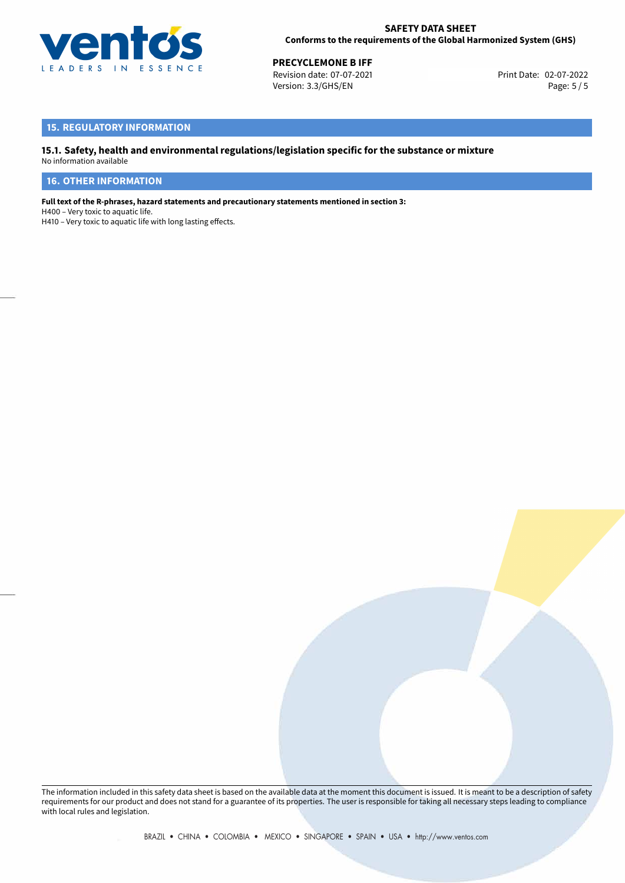## 15. REGULATORY INFORMATION

### 15.1. Safety, health and environmental regulations/legislation specific for the substance or mixture

No information available

## 16. OTHER INFORMATION

**Full text of the R-phrases, hazard statements and precautionary statements mentioned in section 3:**

H400 – Very toxic to aquatic life.
H410 – Very toxic to aquatic life with long lasting effects.

The information included in this safety data sheet is based on the available data at the moment this document is issued. It is meant to be a description of safety requirements for our product and does not stand for a guarantee of its properties. The user is responsible for taking all necessary steps leading to compliance with local rules and legislation.